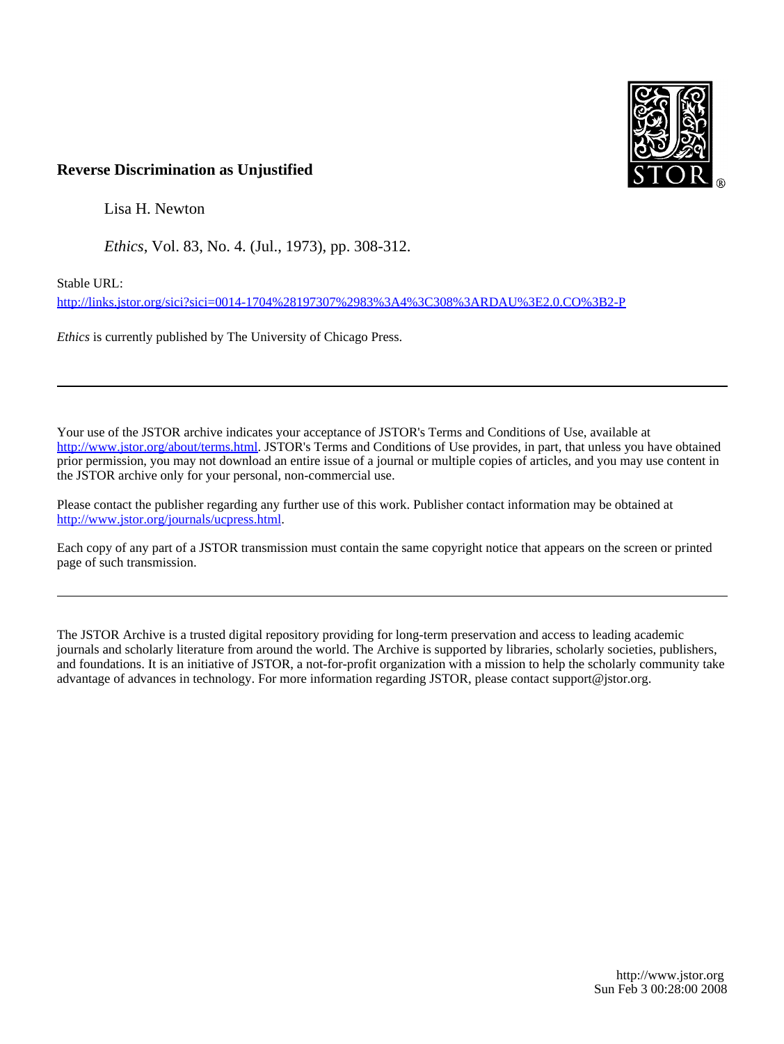**Reverse Discrimination as Unjustified**

Lisa H. Newton

*Ethics*, Vol. 83, No. 4. (Jul., 1973), pp. 308-312.

Stable URL:

http://links.jstor.org/sici?sici=0014-1704%28197307%2983%3A4%3C308%3ARDAU%3E2.0.CO%3B2-P

*Ethics* is currently published by The University of Chicago Press.

---

Your use of the JSTOR archive indicates your acceptance of JSTOR's Terms and Conditions of Use, available at http://www.jstor.org/about/terms.html. JSTOR's Terms and Conditions of Use provides, in part, that unless you have obtained prior permission, you may not download an entire issue of a journal or multiple copies of articles, and you may use content in the JSTOR archive only for your personal, non-commercial use.

Please contact the publisher regarding any further use of this work. Publisher contact information may be obtained at http://www.jstor.org/journals/ucpress.html.

Each copy of any part of a JSTOR transmission must contain the same copyright notice that appears on the screen or printed page of such transmission.

---

The JSTOR Archive is a trusted digital repository providing for long-term preservation and access to leading academic journals and scholarly literature from around the world. The Archive is supported by libraries, scholarly societies, publishers, and foundations. It is an initiative of JSTOR, a not-for-profit organization with a mission to help the scholarly community take advantage of advances in technology. For more information regarding JSTOR, please contact support@jstor.org.

http://www.jstor.org
Sun Feb 3 00:28:00 2008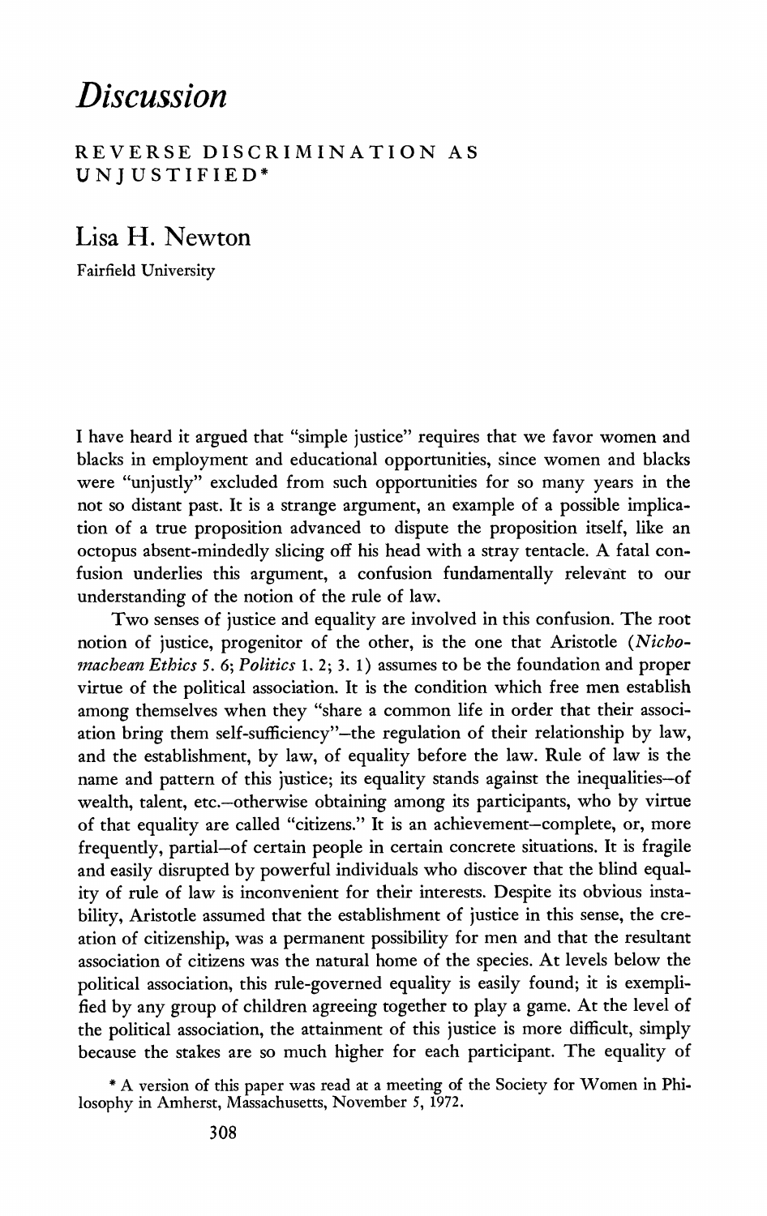# Discussion

## REVERSE DISCRIMINATION AS UNJUSTIFIED*

### Lisa H. Newton

Fairfield University

I have heard it argued that "simple justice" requires that we favor women and blacks in employment and educational opportunities, since women and blacks were "unjustly" excluded from such opportunities for so many years in the not so distant past. It is a strange argument, an example of a possible implication of a true proposition advanced to dispute the proposition itself, like an octopus absent-mindedly slicing off his head with a stray tentacle. A fatal confusion underlies this argument, a confusion fundamentally relevant to our understanding of the notion of the rule of law.

Two senses of justice and equality are involved in this confusion. The root notion of justice, progenitor of the other, is the one that Aristotle (*Nichomachean Ethics* 5. 6; *Politics* 1. 2; 3. 1) assumes to be the foundation and proper virtue of the political association. It is the condition which free men establish among themselves when they "share a common life in order that their association bring them self-sufficiency"—the regulation of their relationship by law, and the establishment, by law, of equality before the law. Rule of law is the name and pattern of this justice; its equality stands against the inequalities—of wealth, talent, etc.—otherwise obtaining among its participants, who by virtue of that equality are called "citizens." It is an achievement—complete, or, more frequently, partial—of certain people in certain concrete situations. It is fragile and easily disrupted by powerful individuals who discover that the blind equality of rule of law is inconvenient for their interests. Despite its obvious instability, Aristotle assumed that the establishment of justice in this sense, the creation of citizenship, was a permanent possibility for men and that the resultant association of citizens was the natural home of the species. At levels below the political association, this rule-governed equality is easily found; it is exemplified by any group of children agreeing together to play a game. At the level of the political association, the attainment of this justice is more difficult, simply because the stakes are so much higher for each participant. The equality of

\* A version of this paper was read at a meeting of the Society for Women in Philosophy in Amherst, Massachusetts, November 5, 1972.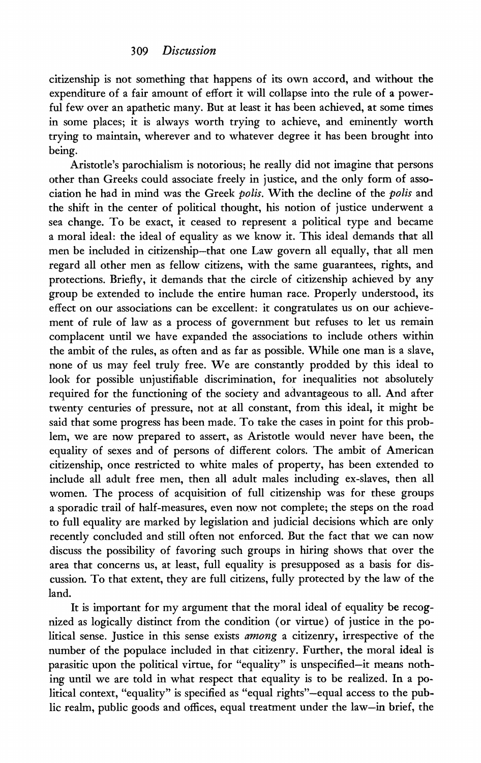citizenship is not something that happens of its own accord, and without the expenditure of a fair amount of effort it will collapse into the rule of a powerful few over an apathetic many. But at least it has been achieved, at some times in some places; it is always worth trying to achieve, and eminently worth trying to maintain, wherever and to whatever degree it has been brought into being.

Aristotle's parochialism is notorious; he really did not imagine that persons other than Greeks could associate freely in justice, and the only form of association he had in mind was the Greek *polis*. With the decline of the *polis* and the shift in the center of political thought, his notion of justice underwent a sea change. To be exact, it ceased to represent a political type and became a moral ideal: the ideal of equality as we know it. This ideal demands that all men be included in citizenship—that one Law govern all equally, that all men regard all other men as fellow citizens, with the same guarantees, rights, and protections. Briefly, it demands that the circle of citizenship achieved by any group be extended to include the entire human race. Properly understood, its effect on our associations can be excellent: it congratulates us on our achievement of rule of law as a process of government but refuses to let us remain complacent until we have expanded the associations to include others within the ambit of the rules, as often and as far as possible. While one man is a slave, none of us may feel truly free. We are constantly prodded by this ideal to look for possible unjustifiable discrimination, for inequalities not absolutely required for the functioning of the society and advantageous to all. And after twenty centuries of pressure, not at all constant, from this ideal, it might be said that some progress has been made. To take the cases in point for this problem, we are now prepared to assert, as Aristotle would never have been, the equality of sexes and of persons of different colors. The ambit of American citizenship, once restricted to white males of property, has been extended to include all adult free men, then all adult males including ex-slaves, then all women. The process of acquisition of full citizenship was for these groups a sporadic trail of half-measures, even now not complete; the steps on the road to full equality are marked by legislation and judicial decisions which are only recently concluded and still often not enforced. But the fact that we can now discuss the possibility of favoring such groups in hiring shows that over the area that concerns us, at least, full equality is presupposed as a basis for discussion. To that extent, they are full citizens, fully protected by the law of the land.

It is important for my argument that the moral ideal of equality be recognized as logically distinct from the condition (or virtue) of justice in the political sense. Justice in this sense exists *among* a citizenry, irrespective of the number of the populace included in that citizenry. Further, the moral ideal is parasitic upon the political virtue, for "equality" is unspecified—it means nothing until we are told in what respect that equality is to be realized. In a political context, "equality" is specified as "equal rights"—equal access to the public realm, public goods and offices, equal treatment under the law—in brief, the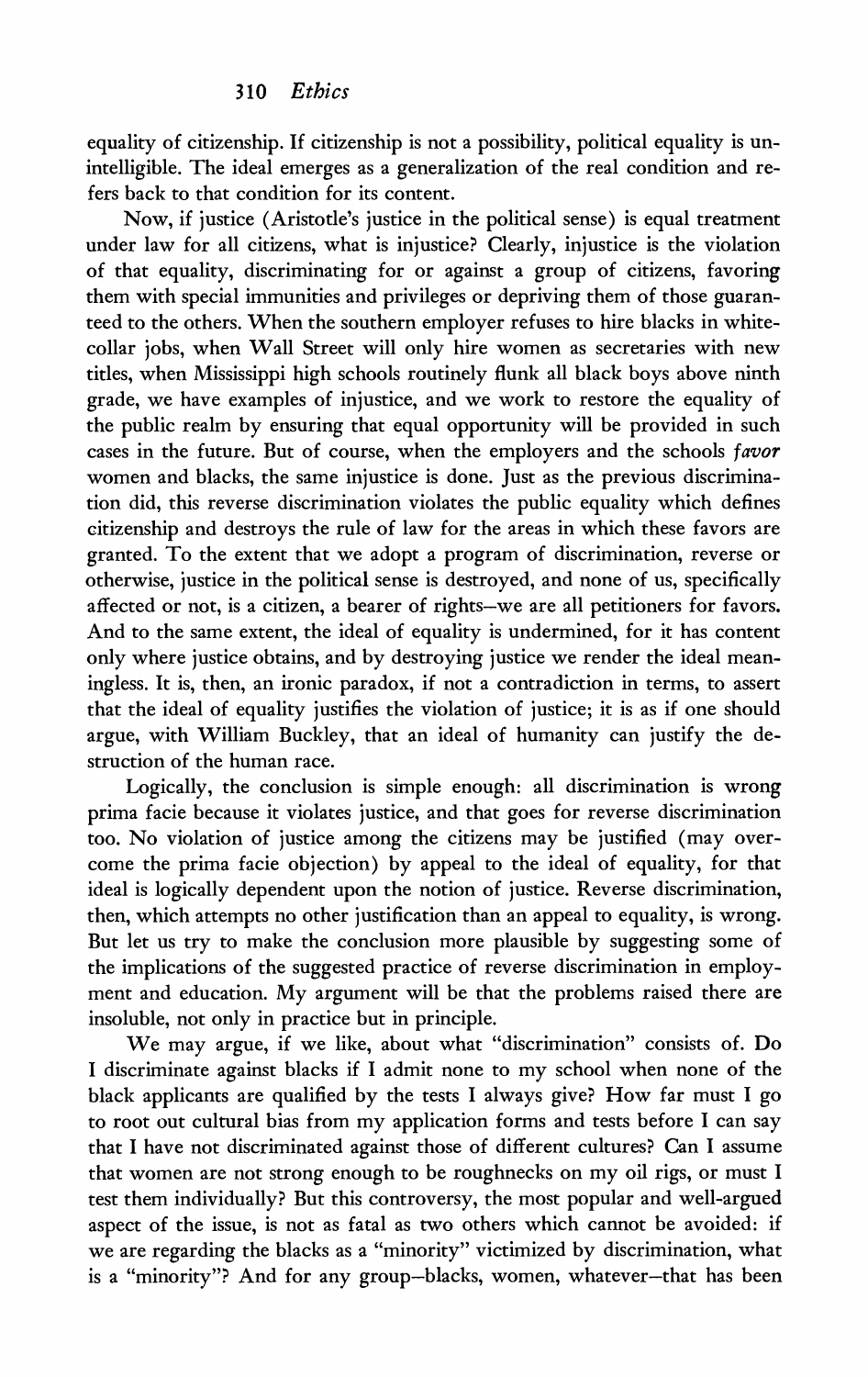equality of citizenship. If citizenship is not a possibility, political equality is unintelligible. The ideal emerges as a generalization of the real condition and refers back to that condition for its content.

Now, if justice (Aristotle's justice in the political sense) is equal treatment under law for all citizens, what is injustice? Clearly, injustice is the violation of that equality, discriminating for or against a group of citizens, favoring them with special immunities and privileges or depriving them of those guaranteed to the others. When the southern employer refuses to hire blacks in white-collar jobs, when Wall Street will only hire women as secretaries with new titles, when Mississippi high schools routinely flunk all black boys above ninth grade, we have examples of injustice, and we work to restore the equality of the public realm by ensuring that equal opportunity will be provided in such cases in the future. But of course, when the employers and the schools *favor* women and blacks, the same injustice is done. Just as the previous discrimination did, this reverse discrimination violates the public equality which defines citizenship and destroys the rule of law for the areas in which these favors are granted. To the extent that we adopt a program of discrimination, reverse or otherwise, justice in the political sense is destroyed, and none of us, specifically affected or not, is a citizen, a bearer of rights—we are all petitioners for favors. And to the same extent, the ideal of equality is undermined, for it has content only where justice obtains, and by destroying justice we render the ideal meaningless. It is, then, an ironic paradox, if not a contradiction in terms, to assert that the ideal of equality justifies the violation of justice; it is as if one should argue, with William Buckley, that an ideal of humanity can justify the destruction of the human race.

Logically, the conclusion is simple enough: all discrimination is wrong prima facie because it violates justice, and that goes for reverse discrimination too. No violation of justice among the citizens may be justified (may overcome the prima facie objection) by appeal to the ideal of equality, for that ideal is logically dependent upon the notion of justice. Reverse discrimination, then, which attempts no other justification than an appeal to equality, is wrong. But let us try to make the conclusion more plausible by suggesting some of the implications of the suggested practice of reverse discrimination in employment and education. My argument will be that the problems raised there are insoluble, not only in practice but in principle.

We may argue, if we like, about what "discrimination" consists of. Do I discriminate against blacks if I admit none to my school when none of the black applicants are qualified by the tests I always give? How far must I go to root out cultural bias from my application forms and tests before I can say that I have not discriminated against those of different cultures? Can I assume that women are not strong enough to be roughnecks on my oil rigs, or must I test them individually? But this controversy, the most popular and well-argued aspect of the issue, is not as fatal as two others which cannot be avoided: if we are regarding the blacks as a "minority" victimized by discrimination, what is a "minority"? And for any group—blacks, women, whatever—that has been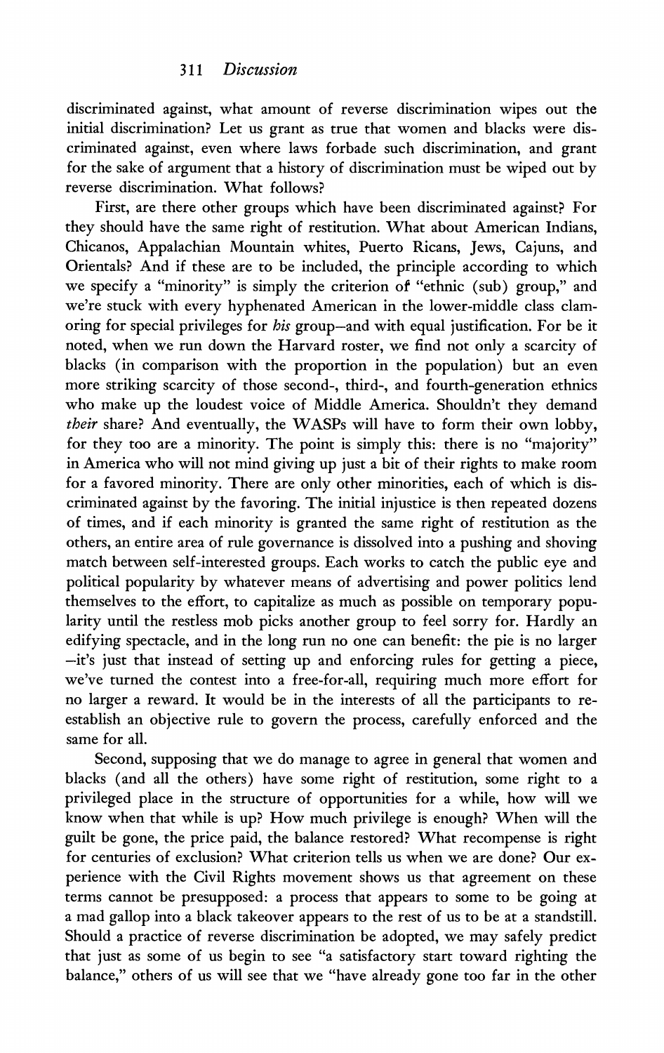discriminated against, what amount of reverse discrimination wipes out the initial discrimination? Let us grant as true that women and blacks were discriminated against, even where laws forbade such discrimination, and grant for the sake of argument that a history of discrimination must be wiped out by reverse discrimination. What follows?

First, are there other groups which have been discriminated against? For they should have the same right of restitution. What about American Indians, Chicanos, Appalachian Mountain whites, Puerto Ricans, Jews, Cajuns, and Orientals? And if these are to be included, the principle according to which we specify a "minority" is simply the criterion of "ethnic (sub) group," and we're stuck with every hyphenated American in the lower-middle class clamoring for special privileges for *his* group—and with equal justification. For be it noted, when we run down the Harvard roster, we find not only a scarcity of blacks (in comparison with the proportion in the population) but an even more striking scarcity of those second-, third-, and fourth-generation ethnics who make up the loudest voice of Middle America. Shouldn't they demand *their* share? And eventually, the WASPs will have to form their own lobby, for they too are a minority. The point is simply this: there is no "majority" in America who will not mind giving up just a bit of their rights to make room for a favored minority. There are only other minorities, each of which is discriminated against by the favoring. The initial injustice is then repeated dozens of times, and if each minority is granted the same right of restitution as the others, an entire area of rule governance is dissolved into a pushing and shoving match between self-interested groups. Each works to catch the public eye and political popularity by whatever means of advertising and power politics lend themselves to the effort, to capitalize as much as possible on temporary popularity until the restless mob picks another group to feel sorry for. Hardly an edifying spectacle, and in the long run no one can benefit: the pie is no larger —it's just that instead of setting up and enforcing rules for getting a piece, we've turned the contest into a free-for-all, requiring much more effort for no larger a reward. It would be in the interests of all the participants to reestablish an objective rule to govern the process, carefully enforced and the same for all.

Second, supposing that we do manage to agree in general that women and blacks (and all the others) have some right of restitution, some right to a privileged place in the structure of opportunities for a while, how will we know when that while is up? How much privilege is enough? When will the guilt be gone, the price paid, the balance restored? What recompense is right for centuries of exclusion? What criterion tells us when we are done? Our experience with the Civil Rights movement shows us that agreement on these terms cannot be presupposed: a process that appears to some to be going at a mad gallop into a black takeover appears to the rest of us to be at a standstill. Should a practice of reverse discrimination be adopted, we may safely predict that just as some of us begin to see "a satisfactory start toward righting the balance," others of us will see that we "have already gone too far in the other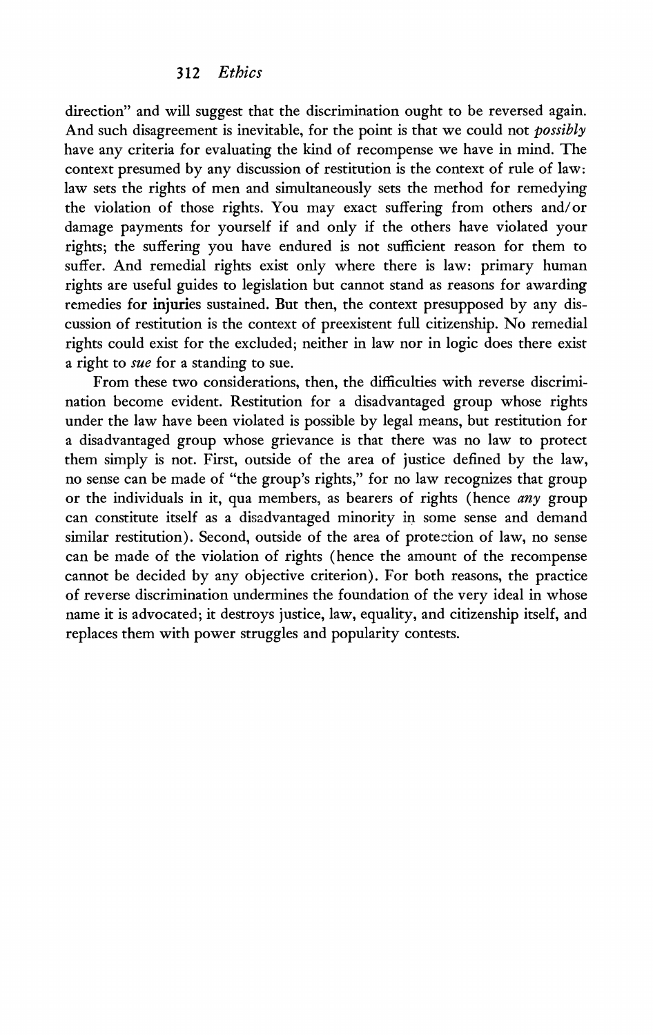direction" and will suggest that the discrimination ought to be reversed again. And such disagreement is inevitable, for the point is that we could not *possibly* have any criteria for evaluating the kind of recompense we have in mind. The context presumed by any discussion of restitution is the context of rule of law: law sets the rights of men and simultaneously sets the method for remedying the violation of those rights. You may exact suffering from others and/or damage payments for yourself if and only if the others have violated your rights; the suffering you have endured is not sufficient reason for them to suffer. And remedial rights exist only where there is law: primary human rights are useful guides to legislation but cannot stand as reasons for awarding remedies for injuries sustained. But then, the context presupposed by any discussion of restitution is the context of preexistent full citizenship. No remedial rights could exist for the excluded; neither in law nor in logic does there exist a right to *sue* for a standing to sue.

From these two considerations, then, the difficulties with reverse discrimination become evident. Restitution for a disadvantaged group whose rights under the law have been violated is possible by legal means, but restitution for a disadvantaged group whose grievance is that there was no law to protect them simply is not. First, outside of the area of justice defined by the law, no sense can be made of "the group's rights," for no law recognizes that group or the individuals in it, qua members, as bearers of rights (hence *any* group can constitute itself as a disadvantaged minority in some sense and demand similar restitution). Second, outside of the area of protection of law, no sense can be made of the violation of rights (hence the amount of the recompense cannot be decided by any objective criterion). For both reasons, the practice of reverse discrimination undermines the foundation of the very ideal in whose name it is advocated; it destroys justice, law, equality, and citizenship itself, and replaces them with power struggles and popularity contests.